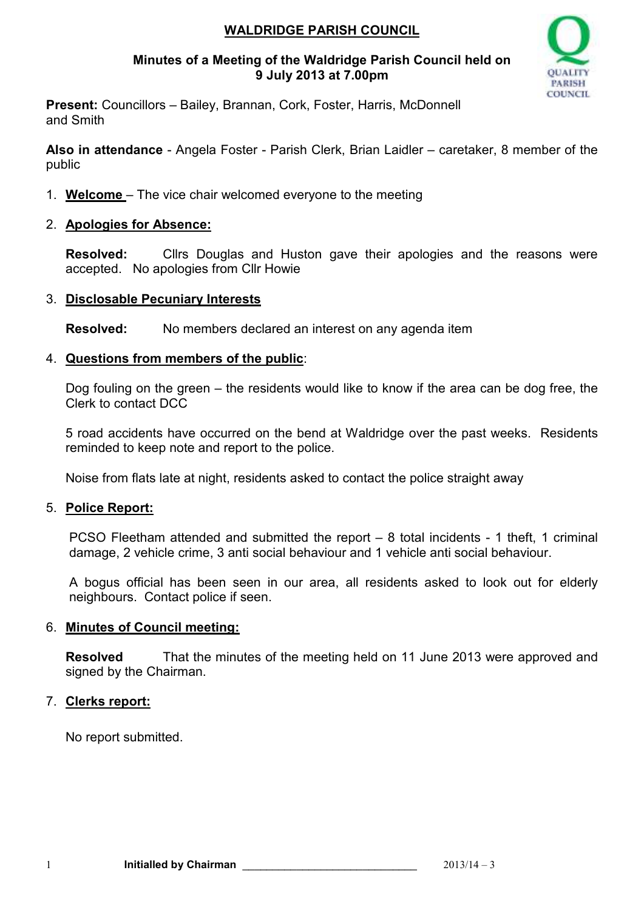# WALDRIDGE PARISH COUNCIL

**Minutes of a Meeting of the Waldridge Parish Council held on 9 July 2013 at 7.00pm**

**Present:** Councillors – Bailey, Brannan, Cork, Foster, Harris, McDonnell and Smith

**Also in attendance** - Angela Foster - Parish Clerk, Brian Laidler – caretaker, 8 member of the public

1. **Welcome** – The vice chair welcomed everyone to the meeting

2. **Apologies for Absence:**

   **Resolved:** Cllrs Douglas and Huston gave their apologies and the reasons were accepted. No apologies from Cllr Howie

3. **Disclosable Pecuniary Interests**

   **Resolved:** No members declared an interest on any agenda item

4. **Questions from members of the public**:

   Dog fouling on the green – the residents would like to know if the area can be dog free, the Clerk to contact DCC

   5 road accidents have occurred on the bend at Waldridge over the past weeks. Residents reminded to keep note and report to the police.

   Noise from flats late at night, residents asked to contact the police straight away

5. **Police Report:**

   PCSO Fleetham attended and submitted the report – 8 total incidents - 1 theft, 1 criminal damage, 2 vehicle crime, 3 anti social behaviour and 1 vehicle anti social behaviour.

   A bogus official has been seen in our area, all residents asked to look out for elderly neighbours. Contact police if seen.

6. **Minutes of Council meeting:**

   **Resolved** That the minutes of the meeting held on 11 June 2013 were approved and signed by the Chairman.

7. **Clerks report:**

   No report submitted.

**Initialled by Chairman** ______________________________ 2013/14 – 3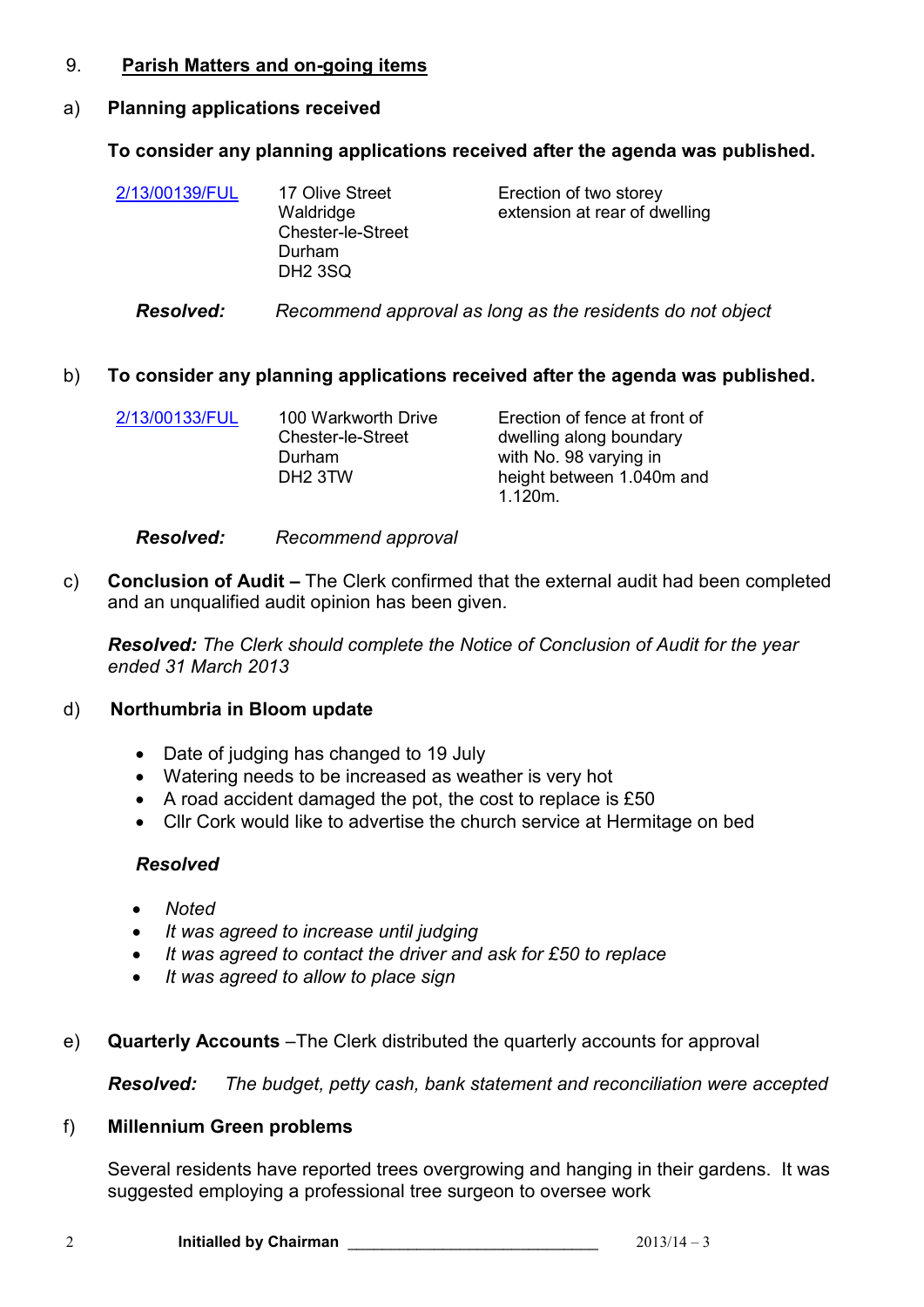## 9. Parish Matters and on-going items

### a) Planning applications received

**To consider any planning applications received after the agenda was published.**

| | | |
|---|---|---|
| 2/13/00139/FUL | 17 Olive Street<br>Waldridge<br>Chester-le-Street<br>Durham<br>DH2 3SQ | Erection of two storey extension at rear of dwelling |

***Resolved:*** *Recommend approval as long as the residents do not object*

### b) To consider any planning applications received after the agenda was published.

| | | |
|---|---|---|
| 2/13/00133/FUL | 100 Warkworth Drive<br>Chester-le-Street<br>Durham<br>DH2 3TW | Erection of fence at front of dwelling along boundary with No. 98 varying in height between 1.040m and 1.120m. |

***Resolved:*** *Recommend approval*

c) **Conclusion of Audit –** The Clerk confirmed that the external audit had been completed and an unqualified audit opinion has been given.

***Resolved:*** *The Clerk should complete the Notice of Conclusion of Audit for the year ended 31 March 2013*

### d) Northumbria in Bloom update

- Date of judging has changed to 19 July
- Watering needs to be increased as weather is very hot
- A road accident damaged the pot, the cost to replace is £50
- Cllr Cork would like to advertise the church service at Hermitage on bed

***Resolved***

- *Noted*
- *It was agreed to increase until judging*
- *It was agreed to contact the driver and ask for £50 to replace*
- *It was agreed to allow to place sign*

e) **Quarterly Accounts** –The Clerk distributed the quarterly accounts for approval

***Resolved:*** *The budget, petty cash, bank statement and reconciliation were accepted*

### f) Millennium Green problems

Several residents have reported trees overgrowing and hanging in their gardens. It was suggested employing a professional tree surgeon to oversee work

**Initialled by Chairman** ______________________________ 2013/14 – 3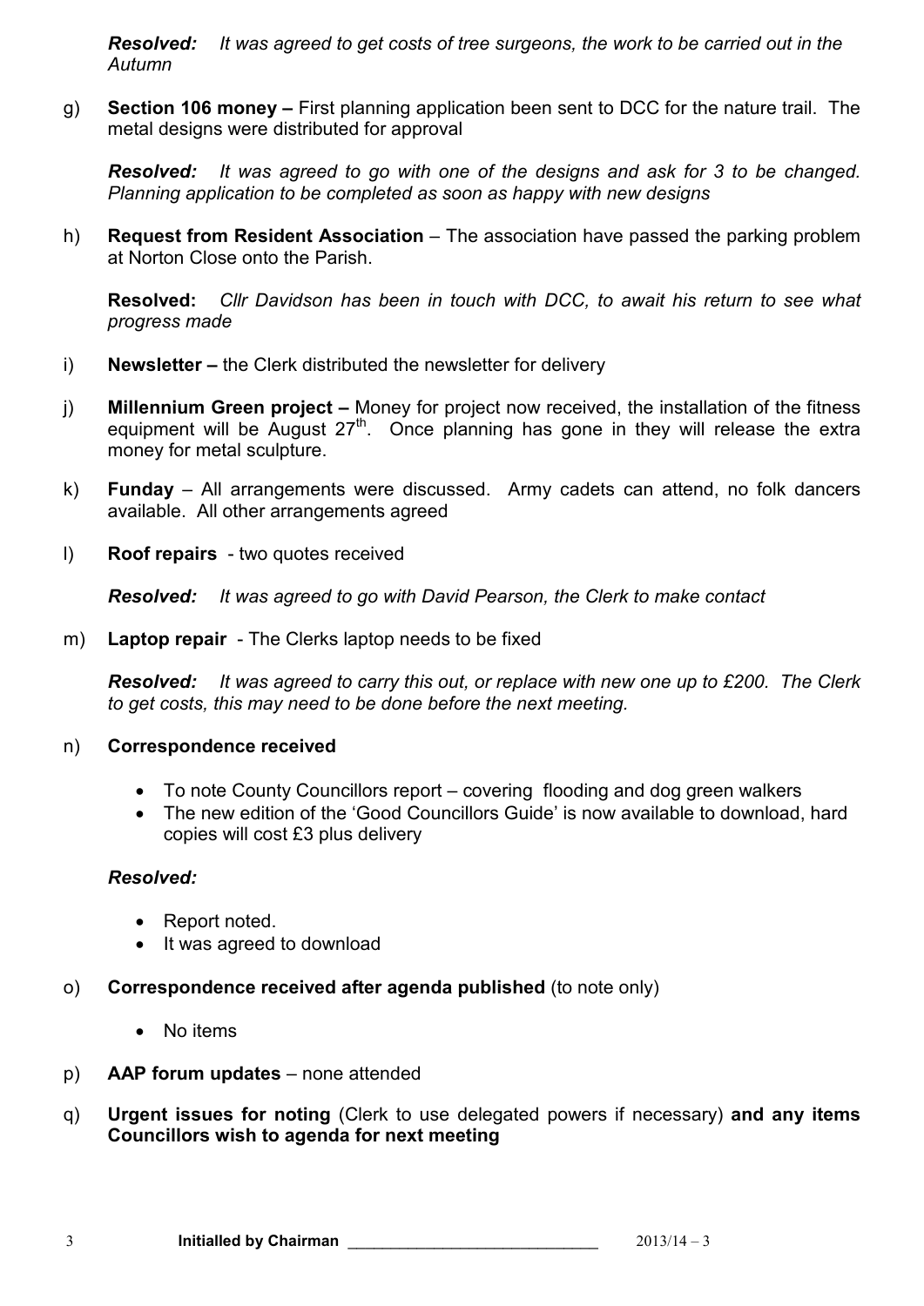***Resolved:*** *It was agreed to get costs of tree surgeons, the work to be carried out in the Autumn*

g) **Section 106 money –** First planning application been sent to DCC for the nature trail. The metal designs were distributed for approval

***Resolved:*** *It was agreed to go with one of the designs and ask for 3 to be changed. Planning application to be completed as soon as happy with new designs*

h) **Request from Resident Association** – The association have passed the parking problem at Norton Close onto the Parish.

**Resolved:** *Cllr Davidson has been in touch with DCC, to await his return to see what progress made*

i) **Newsletter –** the Clerk distributed the newsletter for delivery

j) **Millennium Green project –** Money for project now received, the installation of the fitness equipment will be August 27th. Once planning has gone in they will release the extra money for metal sculpture.

k) **Funday** – All arrangements were discussed. Army cadets can attend, no folk dancers available. All other arrangements agreed

l) **Roof repairs** - two quotes received

***Resolved:*** *It was agreed to go with David Pearson, the Clerk to make contact*

m) **Laptop repair** - The Clerks laptop needs to be fixed

***Resolved:*** *It was agreed to carry this out, or replace with new one up to £200. The Clerk to get costs, this may need to be done before the next meeting.*

n) **Correspondence received**

- To note County Councillors report – covering flooding and dog green walkers
- The new edition of the 'Good Councillors Guide' is now available to download, hard copies will cost £3 plus delivery

***Resolved:***

- Report noted.
- It was agreed to download

o) **Correspondence received after agenda published** (to note only)

- No items

p) **AAP forum updates** – none attended

q) **Urgent issues for noting** (Clerk to use delegated powers if necessary) **and any items Councillors wish to agenda for next meeting**

**Initialled by Chairman** ____________________________ 2013/14 – 3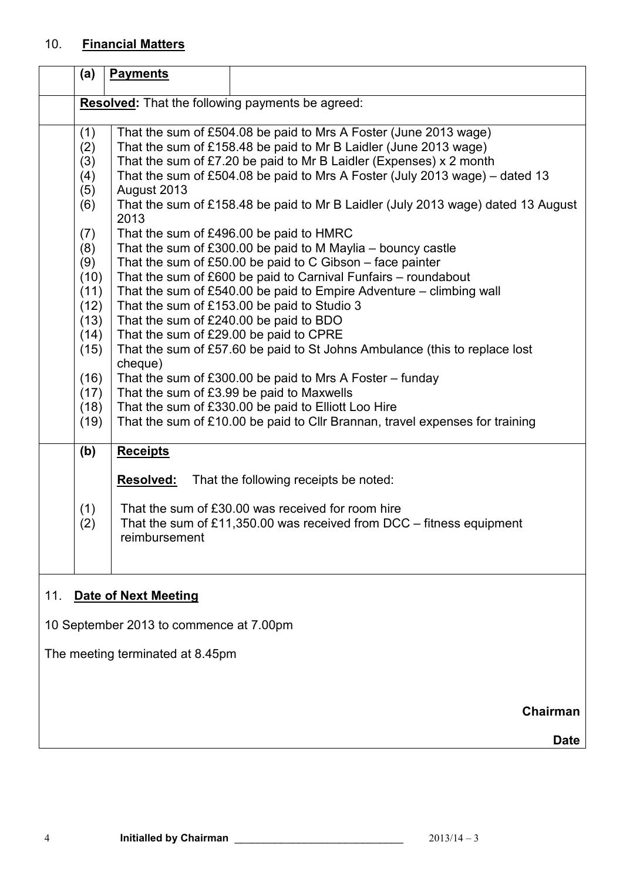## 10. **Financial Matters**

### (a) **Payments**

**Resolved:** That the following payments be agreed:

(1) That the sum of £504.08 be paid to Mrs A Foster (June 2013 wage)
(2) That the sum of £158.48 be paid to Mr B Laidler (June 2013 wage)
(3) That the sum of £7.20 be paid to Mr B Laidler (Expenses) x 2 month
(4) That the sum of £504.08 be paid to Mrs A Foster (July 2013 wage) – dated 13
(5) August 2013
(6) That the sum of £158.48 be paid to Mr B Laidler (July 2013 wage) dated 13 August 2013
(7) That the sum of £496.00 be paid to HMRC
(8) That the sum of £300.00 be paid to M Maylia – bouncy castle
(9) That the sum of £50.00 be paid to C Gibson – face painter
(10) That the sum of £600 be paid to Carnival Funfairs – roundabout
(11) That the sum of £540.00 be paid to Empire Adventure – climbing wall
(12) That the sum of £153.00 be paid to Studio 3
(13) That the sum of £240.00 be paid to BDO
(14) That the sum of £29.00 be paid to CPRE
(15) That the sum of £57.60 be paid to St Johns Ambulance (this to replace lost cheque)
(16) That the sum of £300.00 be paid to Mrs A Foster – funday
(17) That the sum of £3.99 be paid to Maxwells
(18) That the sum of £330.00 be paid to Elliott Loo Hire
(19) That the sum of £10.00 be paid to Cllr Brannan, travel expenses for training

### (b) **Receipts**

**Resolved:** That the following receipts be noted:

(1) That the sum of £30.00 was received for room hire
(2) That the sum of £11,350.00 was received from DCC – fitness equipment reimbursement

## 11. **Date of Next Meeting**

10 September 2013 to commence at 7.00pm

The meeting terminated at 8.45pm

**Chairman**

**Date**

**Initialled by Chairman** ______________________________ 2013/14 – 3